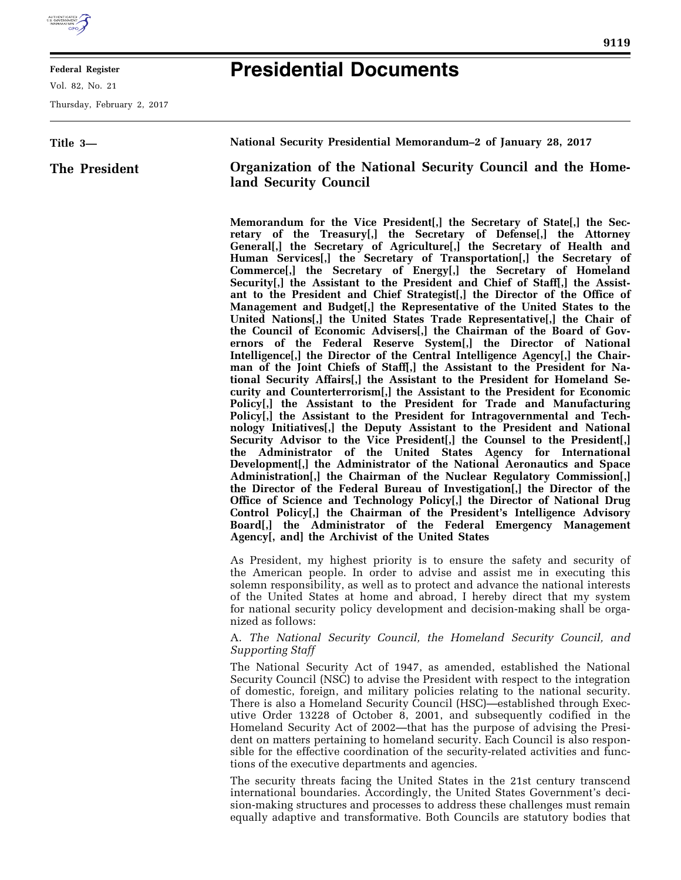# Presidential Documents

**Title 3—**

**The President**

**National Security Presidential Memorandum–2 of January 28, 2017**

## Organization of the National Security Council and the Homeland Security Council

**Memorandum for the Vice President[,] the Secretary of State[,] the Secretary of the Treasury[,] the Secretary of Defense[,] the Attorney General[,] the Secretary of Agriculture[,] the Secretary of Health and Human Services[,] the Secretary of Transportation[,] the Secretary of Commerce[,] the Secretary of Energy[,] the Secretary of Homeland Security[,] the Assistant to the President and Chief of Staff[,] the Assistant to the President and Chief Strategist[,] the Director of the Office of Management and Budget[,] the Representative of the United States to the United Nations[,] the United States Trade Representative[,] the Chair of the Council of Economic Advisers[,] the Chairman of the Board of Governors of the Federal Reserve System[,] the Director of National Intelligence[,] the Director of the Central Intelligence Agency[,] the Chairman of the Joint Chiefs of Staff[,] the Assistant to the President for National Security Affairs[,] the Assistant to the President for Homeland Security and Counterterrorism[,] the Assistant to the President for Economic Policy[,] the Assistant to the President for Trade and Manufacturing Policy[,] the Assistant to the President for Intragovernmental and Technology Initiatives[,] the Deputy Assistant to the President and National Security Advisor to the Vice President[,] the Counsel to the President[,] the Administrator of the United States Agency for International Development[,] the Administrator of the National Aeronautics and Space Administration[,] the Chairman of the Nuclear Regulatory Commission[,] the Director of the Federal Bureau of Investigation[,] the Director of the Office of Science and Technology Policy[,] the Director of National Drug Control Policy[,] the Chairman of the President's Intelligence Advisory Board[,] the Administrator of the Federal Emergency Management Agency[, and] the Archivist of the United States**

As President, my highest priority is to ensure the safety and security of the American people. In order to advise and assist me in executing this solemn responsibility, as well as to protect and advance the national interests of the United States at home and abroad, I hereby direct that my system for national security policy development and decision-making shall be organized as follows:

A. *The National Security Council, the Homeland Security Council, and Supporting Staff*

The National Security Act of 1947, as amended, established the National Security Council (NSC) to advise the President with respect to the integration of domestic, foreign, and military policies relating to the national security. There is also a Homeland Security Council (HSC)—established through Executive Order 13228 of October 8, 2001, and subsequently codified in the Homeland Security Act of 2002—that has the purpose of advising the President on matters pertaining to homeland security. Each Council is also responsible for the effective coordination of the security-related activities and functions of the executive departments and agencies.

The security threats facing the United States in the 21st century transcend international boundaries. Accordingly, the United States Government's decision-making structures and processes to address these challenges must remain equally adaptive and transformative. Both Councils are statutory bodies that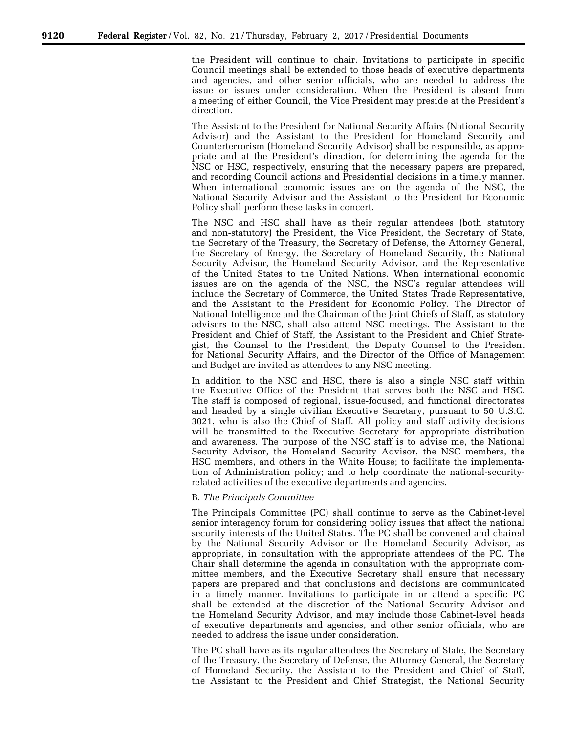the President will continue to chair. Invitations to participate in specific Council meetings shall be extended to those heads of executive departments and agencies, and other senior officials, who are needed to address the issue or issues under consideration. When the President is absent from a meeting of either Council, the Vice President may preside at the President's direction.

The Assistant to the President for National Security Affairs (National Security Advisor) and the Assistant to the President for Homeland Security and Counterterrorism (Homeland Security Advisor) shall be responsible, as appropriate and at the President's direction, for determining the agenda for the NSC or HSC, respectively, ensuring that the necessary papers are prepared, and recording Council actions and Presidential decisions in a timely manner. When international economic issues are on the agenda of the NSC, the National Security Advisor and the Assistant to the President for Economic Policy shall perform these tasks in concert.

The NSC and HSC shall have as their regular attendees (both statutory and non-statutory) the President, the Vice President, the Secretary of State, the Secretary of the Treasury, the Secretary of Defense, the Attorney General, the Secretary of Energy, the Secretary of Homeland Security, the National Security Advisor, the Homeland Security Advisor, and the Representative of the United States to the United Nations. When international economic issues are on the agenda of the NSC, the NSC's regular attendees will include the Secretary of Commerce, the United States Trade Representative, and the Assistant to the President for Economic Policy. The Director of National Intelligence and the Chairman of the Joint Chiefs of Staff, as statutory advisers to the NSC, shall also attend NSC meetings. The Assistant to the President and Chief of Staff, the Assistant to the President and Chief Strategist, the Counsel to the President, the Deputy Counsel to the President for National Security Affairs, and the Director of the Office of Management and Budget are invited as attendees to any NSC meeting.

In addition to the NSC and HSC, there is also a single NSC staff within the Executive Office of the President that serves both the NSC and HSC. The staff is composed of regional, issue-focused, and functional directorates and headed by a single civilian Executive Secretary, pursuant to 50 U.S.C. 3021, who is also the Chief of Staff. All policy and staff activity decisions will be transmitted to the Executive Secretary for appropriate distribution and awareness. The purpose of the NSC staff is to advise me, the National Security Advisor, the Homeland Security Advisor, the NSC members, the HSC members, and others in the White House; to facilitate the implementation of Administration policy; and to help coordinate the national-security-related activities of the executive departments and agencies.

B. *The Principals Committee*

The Principals Committee (PC) shall continue to serve as the Cabinet-level senior interagency forum for considering policy issues that affect the national security interests of the United States. The PC shall be convened and chaired by the National Security Advisor or the Homeland Security Advisor, as appropriate, in consultation with the appropriate attendees of the PC. The Chair shall determine the agenda in consultation with the appropriate committee members, and the Executive Secretary shall ensure that necessary papers are prepared and that conclusions and decisions are communicated in a timely manner. Invitations to participate in or attend a specific PC shall be extended at the discretion of the National Security Advisor and the Homeland Security Advisor, and may include those Cabinet-level heads of executive departments and agencies, and other senior officials, who are needed to address the issue under consideration.

The PC shall have as its regular attendees the Secretary of State, the Secretary of the Treasury, the Secretary of Defense, the Attorney General, the Secretary of Homeland Security, the Assistant to the President and Chief of Staff, the Assistant to the President and Chief Strategist, the National Security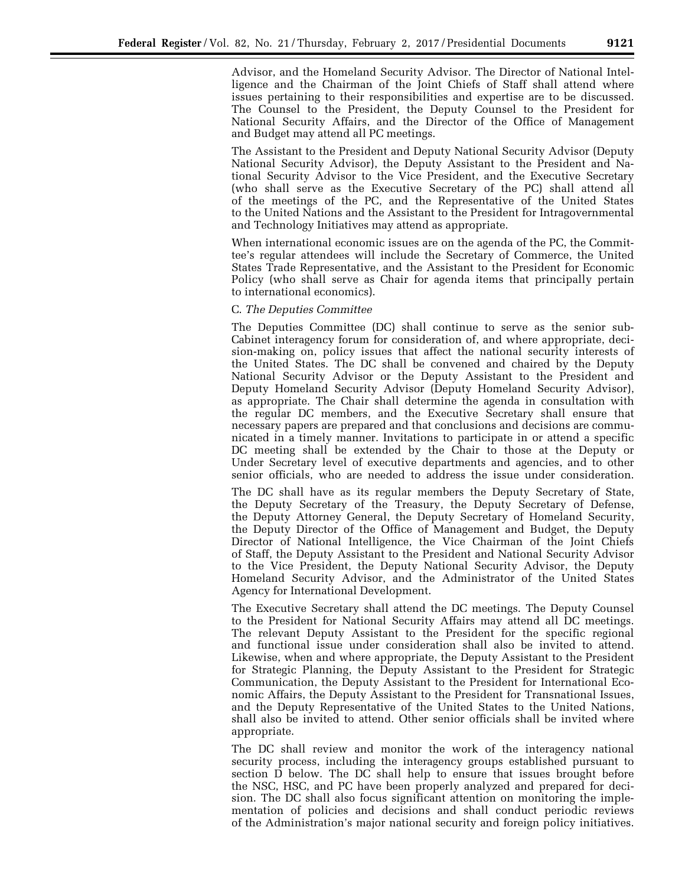Advisor, and the Homeland Security Advisor. The Director of National Intelligence and the Chairman of the Joint Chiefs of Staff shall attend where issues pertaining to their responsibilities and expertise are to be discussed. The Counsel to the President, the Deputy Counsel to the President for National Security Affairs, and the Director of the Office of Management and Budget may attend all PC meetings.

The Assistant to the President and Deputy National Security Advisor (Deputy National Security Advisor), the Deputy Assistant to the President and National Security Advisor to the Vice President, and the Executive Secretary (who shall serve as the Executive Secretary of the PC) shall attend all of the meetings of the PC, and the Representative of the United States to the United Nations and the Assistant to the President for Intragovernmental and Technology Initiatives may attend as appropriate.

When international economic issues are on the agenda of the PC, the Committee's regular attendees will include the Secretary of Commerce, the United States Trade Representative, and the Assistant to the President for Economic Policy (who shall serve as Chair for agenda items that principally pertain to international economics).

C. *The Deputies Committee*

The Deputies Committee (DC) shall continue to serve as the senior sub-Cabinet interagency forum for consideration of, and where appropriate, decision-making on, policy issues that affect the national security interests of the United States. The DC shall be convened and chaired by the Deputy National Security Advisor or the Deputy Assistant to the President and Deputy Homeland Security Advisor (Deputy Homeland Security Advisor), as appropriate. The Chair shall determine the agenda in consultation with the regular DC members, and the Executive Secretary shall ensure that necessary papers are prepared and that conclusions and decisions are communicated in a timely manner. Invitations to participate in or attend a specific DC meeting shall be extended by the Chair to those at the Deputy or Under Secretary level of executive departments and agencies, and to other senior officials, who are needed to address the issue under consideration.

The DC shall have as its regular members the Deputy Secretary of State, the Deputy Secretary of the Treasury, the Deputy Secretary of Defense, the Deputy Attorney General, the Deputy Secretary of Homeland Security, the Deputy Director of the Office of Management and Budget, the Deputy Director of National Intelligence, the Vice Chairman of the Joint Chiefs of Staff, the Deputy Assistant to the President and National Security Advisor to the Vice President, the Deputy National Security Advisor, the Deputy Homeland Security Advisor, and the Administrator of the United States Agency for International Development.

The Executive Secretary shall attend the DC meetings. The Deputy Counsel to the President for National Security Affairs may attend all DC meetings. The relevant Deputy Assistant to the President for the specific regional and functional issue under consideration shall also be invited to attend. Likewise, when and where appropriate, the Deputy Assistant to the President for Strategic Planning, the Deputy Assistant to the President for Strategic Communication, the Deputy Assistant to the President for International Economic Affairs, the Deputy Assistant to the President for Transnational Issues, and the Deputy Representative of the United States to the United Nations, shall also be invited to attend. Other senior officials shall be invited where appropriate.

The DC shall review and monitor the work of the interagency national security process, including the interagency groups established pursuant to section D below. The DC shall help to ensure that issues brought before the NSC, HSC, and PC have been properly analyzed and prepared for decision. The DC shall also focus significant attention on monitoring the implementation of policies and decisions and shall conduct periodic reviews of the Administration's major national security and foreign policy initiatives.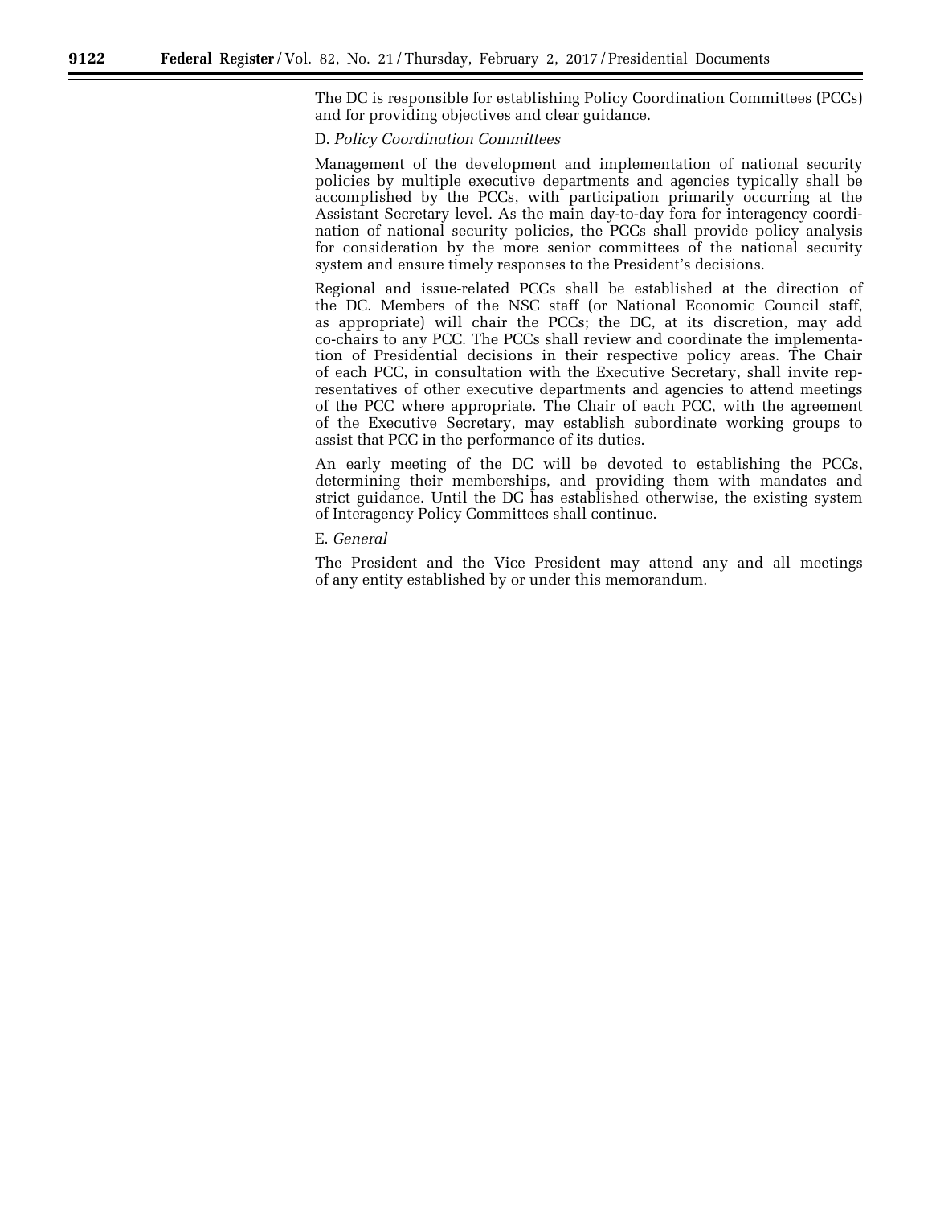The DC is responsible for establishing Policy Coordination Committees (PCCs) and for providing objectives and clear guidance.

D. *Policy Coordination Committees*

Management of the development and implementation of national security policies by multiple executive departments and agencies typically shall be accomplished by the PCCs, with participation primarily occurring at the Assistant Secretary level. As the main day-to-day fora for interagency coordination of national security policies, the PCCs shall provide policy analysis for consideration by the more senior committees of the national security system and ensure timely responses to the President's decisions.

Regional and issue-related PCCs shall be established at the direction of the DC. Members of the NSC staff (or National Economic Council staff, as appropriate) will chair the PCCs; the DC, at its discretion, may add co-chairs to any PCC. The PCCs shall review and coordinate the implementation of Presidential decisions in their respective policy areas. The Chair of each PCC, in consultation with the Executive Secretary, shall invite representatives of other executive departments and agencies to attend meetings of the PCC where appropriate. The Chair of each PCC, with the agreement of the Executive Secretary, may establish subordinate working groups to assist that PCC in the performance of its duties.

An early meeting of the DC will be devoted to establishing the PCCs, determining their memberships, and providing them with mandates and strict guidance. Until the DC has established otherwise, the existing system of Interagency Policy Committees shall continue.

E. *General*

The President and the Vice President may attend any and all meetings of any entity established by or under this memorandum.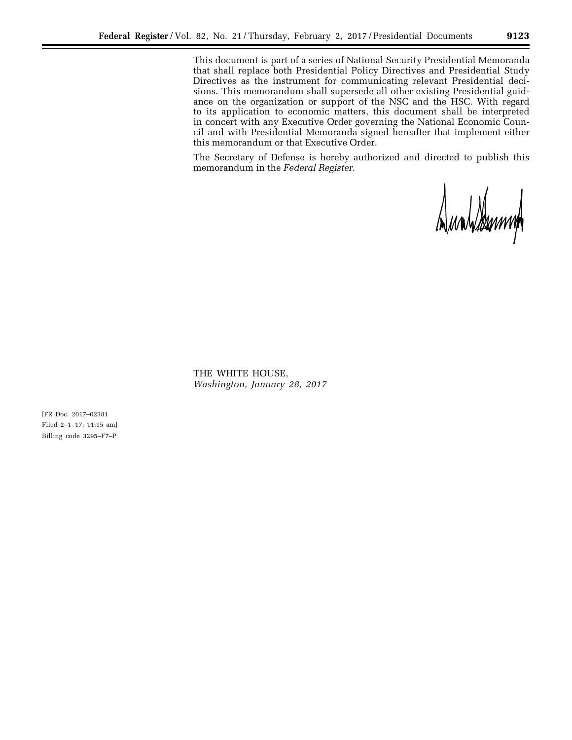This document is part of a series of National Security Presidential Memoranda that shall replace both Presidential Policy Directives and Presidential Study Directives as the instrument for communicating relevant Presidential decisions. This memorandum shall supersede all other existing Presidential guidance on the organization or support of the NSC and the HSC. With regard to its application to economic matters, this document shall be interpreted in concert with any Executive Order governing the National Economic Council and with Presidential Memoranda signed hereafter that implement either this memorandum or that Executive Order.

The Secretary of Defense is hereby authorized and directed to publish this memorandum in the *Federal Register*.

THE WHITE HOUSE,
*Washington, January 28, 2017*

[FR Doc. 2017–02381
Filed 2–1–17; 11:15 am]
Billing code 3295–F7–P